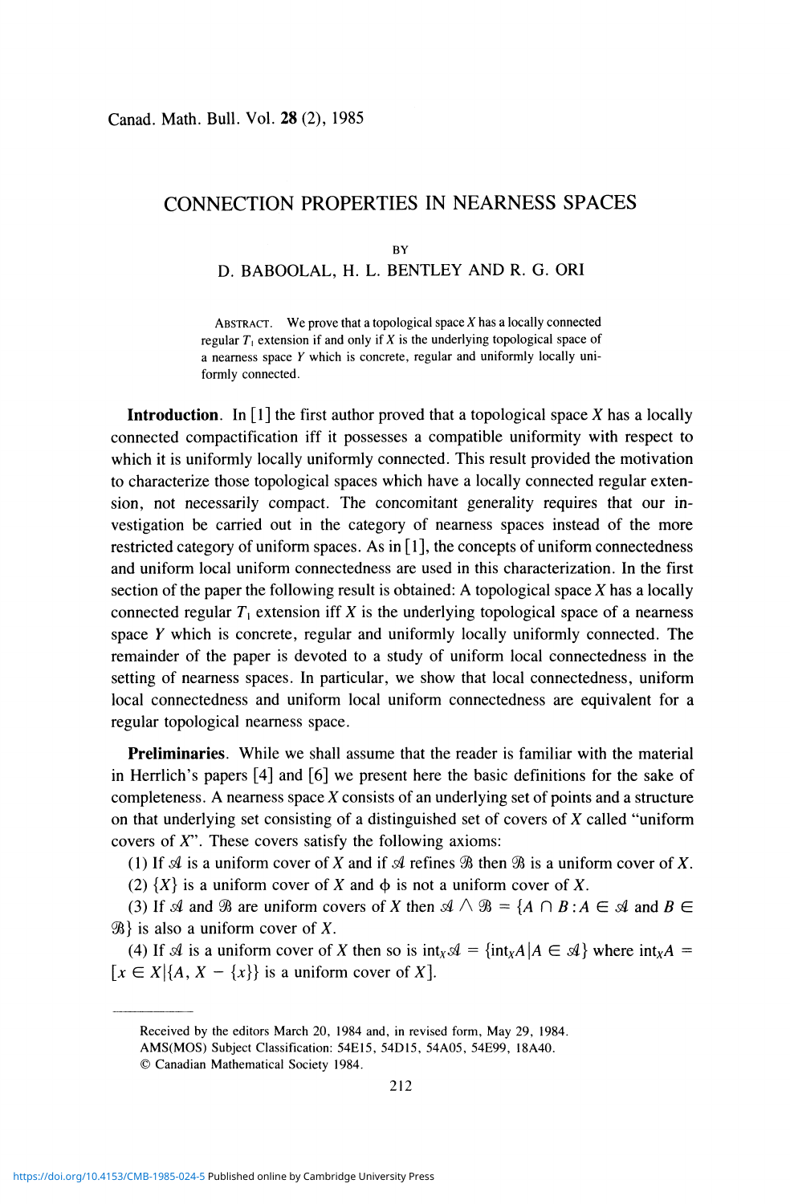# CONNECTION PROPERTIES IN NEARNESS SPACES

BY

D. BABOOLAL, H. L. BENTLEY AND R. G. ORI

ABSTRACT. We prove that a topological space $X$ has a locally connected regular $T_1$ extension if and only if $X$ is the underlying topological space of a nearness space $Y$ which is concrete, regular and uniformly locally uniformly connected.

**Introduction**. In [1] the first author proved that a topological space $X$ has a locally connected compactification iff it possesses a compatible uniformity with respect to which it is uniformly locally uniformly connected. This result provided the motivation to characterize those topological spaces which have a locally connected regular extension, not necessarily compact. The concomitant generality requires that our investigation be carried out in the category of nearness spaces instead of the more restricted category of uniform spaces. As in [1], the concepts of uniform connectedness and uniform local uniform connectedness are used in this characterization. In the first section of the paper the following result is obtained: A topological space $X$ has a locally connected regular $T_1$ extension iff $X$ is the underlying topological space of a nearness space $Y$ which is concrete, regular and uniformly locally uniformly connected. The remainder of the paper is devoted to a study of uniform local connectedness in the setting of nearness spaces. In particular, we show that local connectedness, uniform local connectedness and uniform local uniform connectedness are equivalent for a regular topological nearness space.

**Preliminaries**. While we shall assume that the reader is familiar with the material in Herrlich's papers [4] and [6] we present here the basic definitions for the sake of completeness. A nearness space $X$ consists of an underlying set of points and a structure on that underlying set consisting of a distinguished set of covers of $X$ called "uniform covers of $X$". These covers satisfy the following axioms:

(1) If $\mathscr{A}$ is a uniform cover of $X$ and if $\mathscr{A}$ refines $\mathscr{B}$ then $\mathscr{B}$ is a uniform cover of $X$.

(2) $\{X\}$ is a uniform cover of $X$ and $\phi$ is not a uniform cover of $X$.

(3) If $\mathscr{A}$ and $\mathscr{B}$ are uniform covers of $X$ then $\mathscr{A} \wedge \mathscr{B} = \{A \cap B : A \in \mathscr{A}$ and $B \in \mathscr{B}\}$ is also a uniform cover of $X$.

(4) If $\mathscr{A}$ is a uniform cover of $X$ then so is $\text{int}_X\mathscr{A} = \{\text{int}_X A | A \in \mathscr{A}\}$ where $\text{int}_X A = [x \in X | \{A, X - \{x\}\}$ is a uniform cover of $X]$.

---

Received by the editors March 20, 1984 and, in revised form, May 29, 1984.

AMS(MOS) Subject Classification: 54E15, 54D15, 54A05, 54E99, 18A40.

© Canadian Mathematical Society 1984.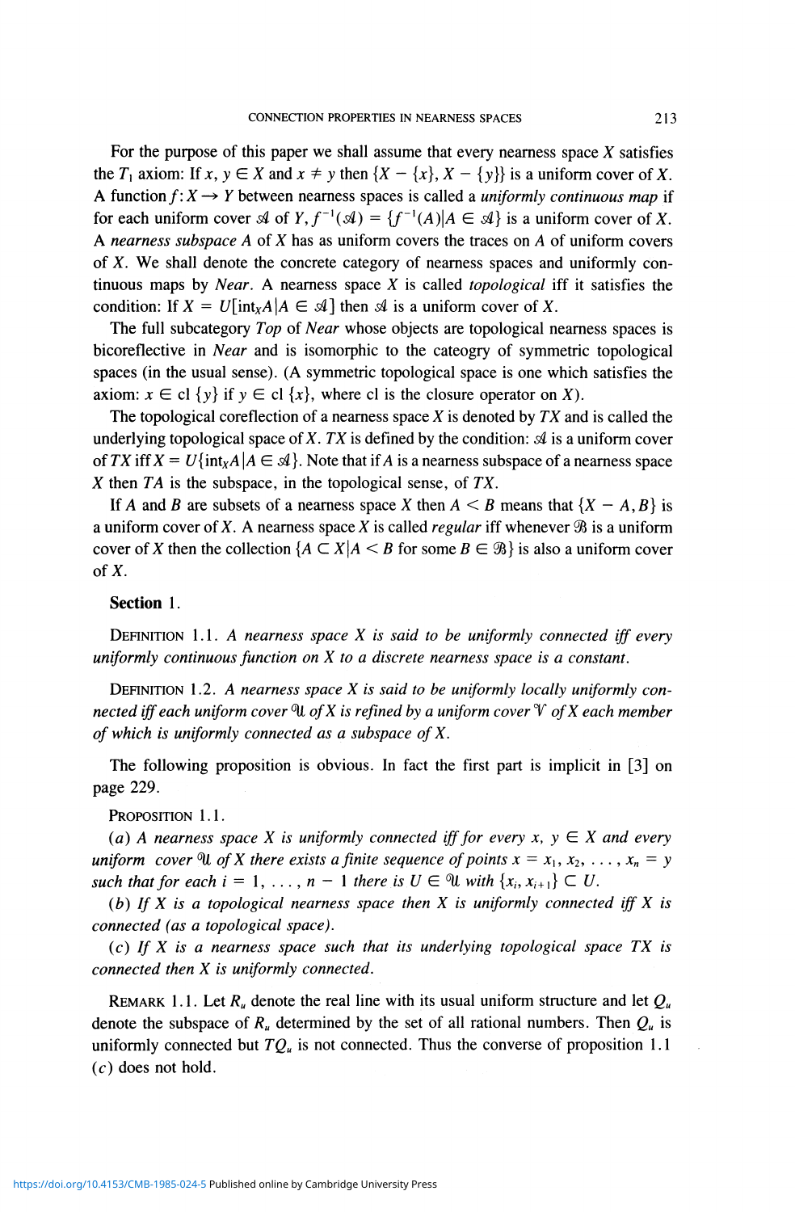For the purpose of this paper we shall assume that every nearness space $X$ satisfies the $T_1$ axiom: If $x, y \in X$ and $x \neq y$ then $\{X - \{x\}, X - \{y\}\}$ is a uniform cover of $X$. A function $f: X \to Y$ between nearness spaces is called a *uniformly continuous map* if for each uniform cover $\mathcal{A}$ of $Y$, $f^{-1}(\mathcal{A}) = \{f^{-1}(A) | A \in \mathcal{A}\}$ is a uniform cover of $X$. A *nearness subspace* $A$ of $X$ has as uniform covers the traces on $A$ of uniform covers of $X$. We shall denote the concrete category of nearness spaces and uniformly continuous maps by *Near*. A nearness space $X$ is called *topological* iff it satisfies the condition: If $X = U[\text{int}_X A | A \in \mathcal{A}]$ then $\mathcal{A}$ is a uniform cover of $X$.

The full subcategory *Top* of *Near* whose objects are topological nearness spaces is bicoreflective in *Near* and is isomorphic to the cateogry of symmetric topological spaces (in the usual sense). (A symmetric topological space is one which satisfies the axiom: $x \in \text{cl}\{y\}$ if $y \in \text{cl}\{x\}$, where cl is the closure operator on $X$).

The topological coreflection of a nearness space $X$ is denoted by $TX$ and is called the underlying topological space of $X$. $TX$ is defined by the condition: $\mathcal{A}$ is a uniform cover of $TX$ iff $X = U\{\text{int}_X A | A \in \mathcal{A}\}$. Note that if $A$ is a nearness subspace of a nearness space $X$ then $TA$ is the subspace, in the topological sense, of $TX$.

If $A$ and $B$ are subsets of a nearness space $X$ then $A < B$ means that $\{X - A, B\}$ is a uniform cover of $X$. A nearness space $X$ is called *regular* iff whenever $\mathcal{B}$ is a uniform cover of $X$ then the collection $\{A \subset X | A < B \text{ for some } B \in \mathcal{B}\}$ is also a uniform cover of $X$.

**Section** 1.

DEFINITION 1.1. *A nearness space $X$ is said to be uniformly connected iff every uniformly continuous function on $X$ to a discrete nearness space is a constant.*

DEFINITION 1.2. *A nearness space $X$ is said to be uniformly locally uniformly connected iff each uniform cover $\mathcal{U}$ of $X$ is refined by a uniform cover $\mathcal{V}$ of $X$ each member of which is uniformly connected as a subspace of $X$.*

The following proposition is obvious. In fact the first part is implicit in [3] on page 229.

PROPOSITION 1.1.

(*a*) *A nearness space $X$ is uniformly connected iff for every $x, y \in X$ and every uniform cover $\mathcal{U}$ of $X$ there exists a finite sequence of points $x = x_1, x_2, \ldots, x_n = y$ such that for each $i = 1, \ldots, n-1$ there is $U \in \mathcal{U}$ with $\{x_i, x_{i+1}\} \subset U$.*

(*b*) *If $X$ is a topological nearness space then $X$ is uniformly connected iff $X$ is connected (as a topological space).*

(*c*) *If $X$ is a nearness space such that its underlying topological space $TX$ is connected then $X$ is uniformly connected.*

REMARK 1.1. Let $R_u$ denote the real line with its usual uniform structure and let $Q_u$ denote the subspace of $R_u$ determined by the set of all rational numbers. Then $Q_u$ is uniformly connected but $TQ_u$ is not connected. Thus the converse of proposition 1.1 (*c*) does not hold.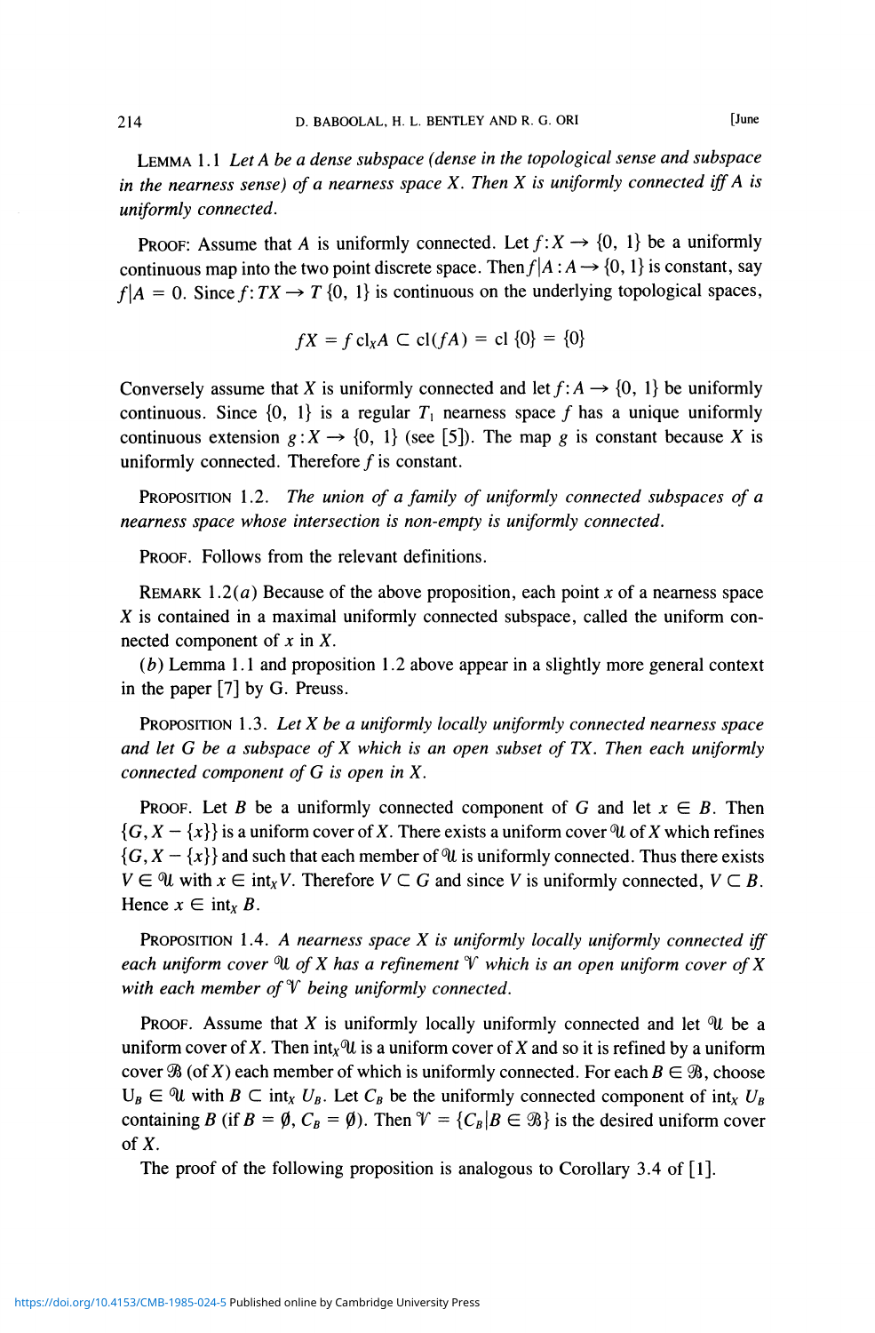LEMMA 1.1 *Let A be a dense subspace (dense in the topological sense and subspace in the nearness sense) of a nearness space X. Then X is uniformly connected iff A is uniformly connected.*

PROOF: Assume that $A$ is uniformly connected. Let $f: X \to \{0, 1\}$ be a uniformly continuous map into the two point discrete space. Then $f|A : A \to \{0, 1\}$ is constant, say $f|A = 0$. Since $f: TX \to T\{0, 1\}$ is continuous on the underlying topological spaces,

$$fX = f\,\mathrm{cl}_X A \subset \mathrm{cl}(fA) = \mathrm{cl}\,\{0\} = \{0\}$$

Conversely assume that $X$ is uniformly connected and let $f: A \to \{0, 1\}$ be uniformly continuous. Since $\{0, 1\}$ is a regular $T_1$ nearness space $f$ has a unique uniformly continuous extension $g: X \to \{0, 1\}$ (see [5]). The map $g$ is constant because $X$ is uniformly connected. Therefore $f$ is constant.

PROPOSITION 1.2. *The union of a family of uniformly connected subspaces of a nearness space whose intersection is non-empty is uniformly connected.*

PROOF. Follows from the relevant definitions.

REMARK 1.2($a$) Because of the above proposition, each point $x$ of a nearness space $X$ is contained in a maximal uniformly connected subspace, called the uniform connected component of $x$ in $X$.

($b$) Lemma 1.1 and proposition 1.2 above appear in a slightly more general context in the paper [7] by G. Preuss.

PROPOSITION 1.3. *Let X be a uniformly locally uniformly connected nearness space and let G be a subspace of X which is an open subset of TX. Then each uniformly connected component of G is open in X.*

PROOF. Let $B$ be a uniformly connected component of $G$ and let $x \in B$. Then $\{G, X - \{x\}\}$ is a uniform cover of $X$. There exists a uniform cover $\mathcal{U}$ of $X$ which refines $\{G, X - \{x\}\}$ and such that each member of $\mathcal{U}$ is uniformly connected. Thus there exists $V \in \mathcal{U}$ with $x \in \mathrm{int}_X V$. Therefore $V \subset G$ and since $V$ is uniformly connected, $V \subset B$. Hence $x \in \mathrm{int}_X B$.

PROPOSITION 1.4. *A nearness space X is uniformly locally uniformly connected iff each uniform cover $\mathcal{U}$ of X has a refinement $\mathcal{V}$ which is an open uniform cover of X with each member of $\mathcal{V}$ being uniformly connected.*

PROOF. Assume that $X$ is uniformly locally uniformly connected and let $\mathcal{U}$ be a uniform cover of $X$. Then $\mathrm{int}_X \mathcal{U}$ is a uniform cover of $X$ and so it is refined by a uniform cover $\mathcal{B}$ (of $X$) each member of which is uniformly connected. For each $B \in \mathcal{B}$, choose $U_B \in \mathcal{U}$ with $B \subset \mathrm{int}_X U_B$. Let $C_B$ be the uniformly connected component of $\mathrm{int}_X U_B$ containing $B$ (if $B = \emptyset$, $C_B = \emptyset$). Then $\mathcal{V} = \{C_B | B \in \mathcal{B}\}$ is the desired uniform cover of $X$.

The proof of the following proposition is analogous to Corollary 3.4 of [1].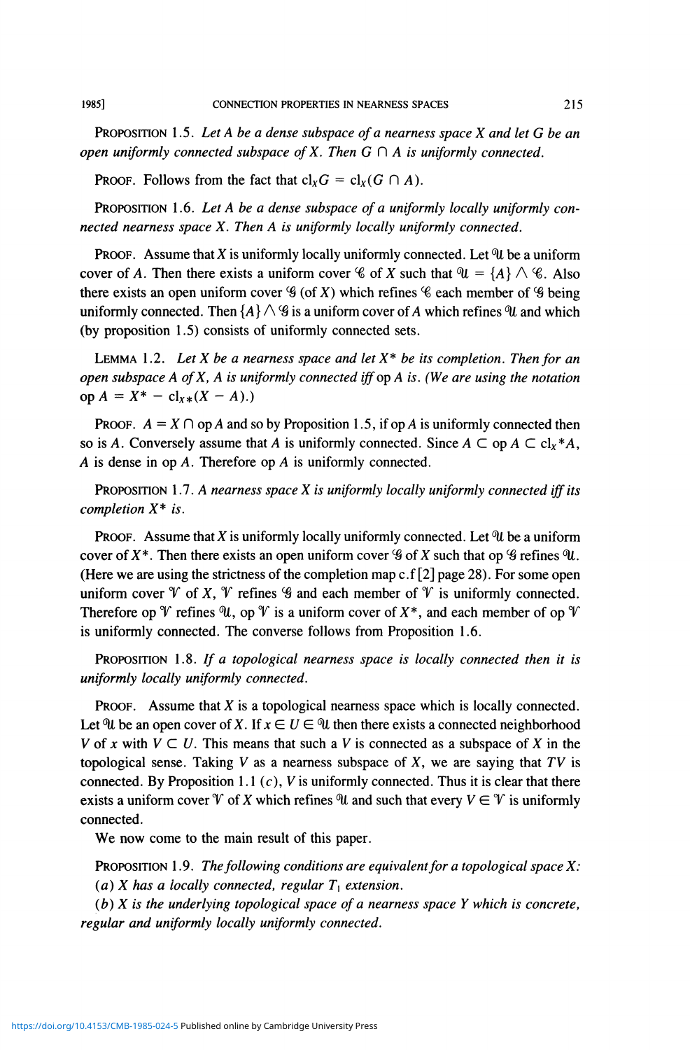PROPOSITION 1.5. *Let $A$ be a dense subspace of a nearness space $X$ and let $G$ be an open uniformly connected subspace of $X$. Then $G \cap A$ is uniformly connected.*

PROOF. Follows from the fact that $\mathrm{cl}_X G = \mathrm{cl}_X(G \cap A)$.

PROPOSITION 1.6. *Let $A$ be a dense subspace of a uniformly locally uniformly connected nearness space $X$. Then $A$ is uniformly locally uniformly connected.*

PROOF. Assume that $X$ is uniformly locally uniformly connected. Let $\mathcal{U}$ be a uniform cover of $A$. Then there exists a uniform cover $\mathcal{C}$ of $X$ such that $\mathcal{U} = \{A\} \wedge \mathcal{C}$. Also there exists an open uniform cover $\mathcal{G}$ (of $X$) which refines $\mathcal{C}$ each member of $\mathcal{G}$ being uniformly connected. Then $\{A\} \wedge \mathcal{G}$ is a uniform cover of $A$ which refines $\mathcal{U}$ and which (by proposition 1.5) consists of uniformly connected sets.

LEMMA 1.2. *Let $X$ be a nearness space and let $X^*$ be its completion. Then for an open subspace $A$ of $X$, $A$ is uniformly connected iff* op *$A$ is. (We are using the notation* op $A = X^* - \mathrm{cl}_{X^*}(X - A)$.)

PROOF. $A = X \cap \mathrm{op}\, A$ and so by Proposition 1.5, if op $A$ is uniformly connected then so is $A$. Conversely assume that $A$ is uniformly connected. Since $A \subset \mathrm{op}\, A \subset \mathrm{cl}_{X^*} A$, $A$ is dense in op $A$. Therefore op $A$ is uniformly connected.

PROPOSITION 1.7. *A nearness space $X$ is uniformly locally uniformly connected iff its completion $X^*$ is.*

PROOF. Assume that $X$ is uniformly locally uniformly connected. Let $\mathcal{U}$ be a uniform cover of $X^*$. Then there exists an open uniform cover $\mathcal{G}$ of $X$ such that op $\mathcal{G}$ refines $\mathcal{U}$. (Here we are using the strictness of the completion map c.f [2] page 28). For some open uniform cover $\mathcal{V}$ of $X$, $\mathcal{V}$ refines $\mathcal{G}$ and each member of $\mathcal{V}$ is uniformly connected. Therefore op $\mathcal{V}$ refines $\mathcal{U}$, op $\mathcal{V}$ is a uniform cover of $X^*$, and each member of op $\mathcal{V}$ is uniformly connected. The converse follows from Proposition 1.6.

PROPOSITION 1.8. *If a topological nearness space is locally connected then it is uniformly locally uniformly connected.*

PROOF. Assume that $X$ is a topological nearness space which is locally connected. Let $\mathcal{U}$ be an open cover of $X$. If $x \in U \in \mathcal{U}$ then there exists a connected neighborhood $V$ of $x$ with $V \subset U$. This means that such a $V$ is connected as a subspace of $X$ in the topological sense. Taking $V$ as a nearness subspace of $X$, we are saying that $TV$ is connected. By Proposition 1.1 $(c)$, $V$ is uniformly connected. Thus it is clear that there exists a uniform cover $\mathcal{V}$ of $X$ which refines $\mathcal{U}$ and such that every $V \in \mathcal{V}$ is uniformly connected.

We now come to the main result of this paper.

PROPOSITION 1.9. *The following conditions are equivalent for a topological space $X$:*

*$(a)$ $X$ has a locally connected, regular $T_1$ extension.*

*$(b)$ $X$ is the underlying topological space of a nearness space $Y$ which is concrete, regular and uniformly locally uniformly connected.*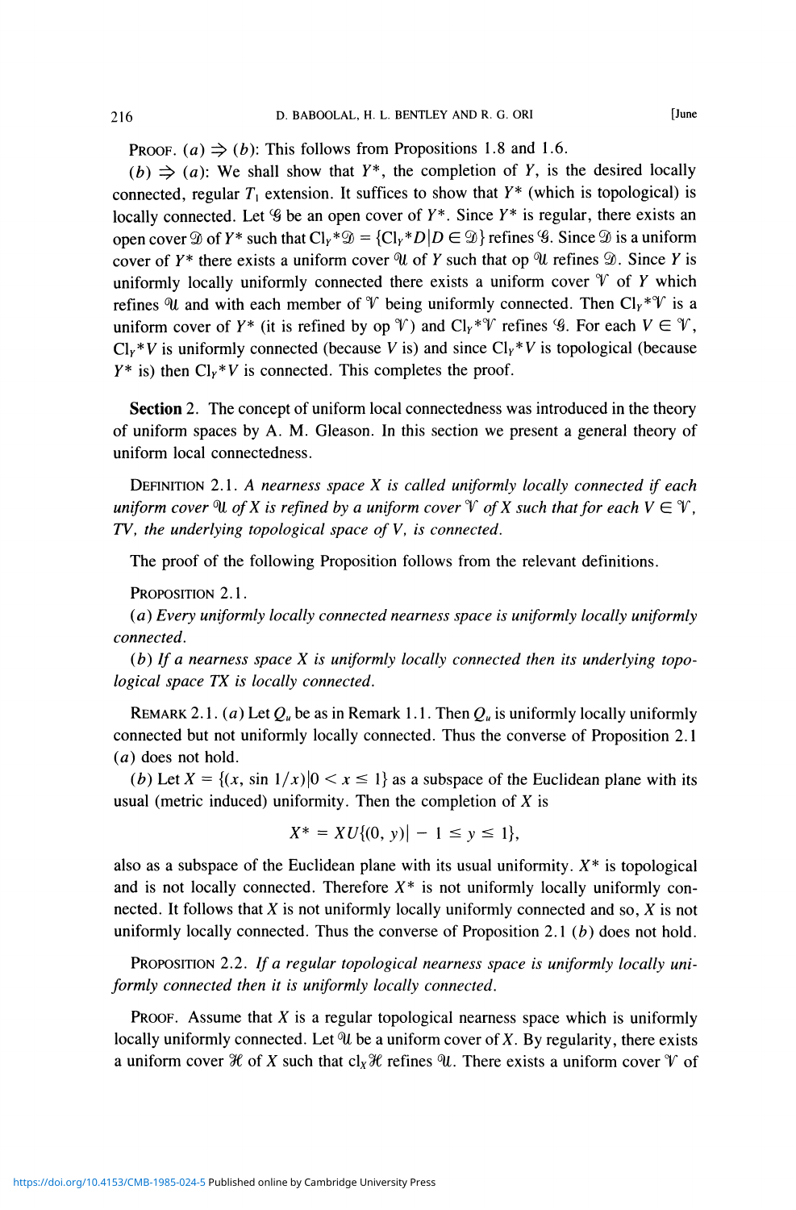PROOF. $(a) \Rightarrow (b)$: This follows from Propositions 1.8 and 1.6.

$(b) \Rightarrow (a)$: We shall show that $Y^*$, the completion of $Y$, is the desired locally connected, regular $T_1$ extension. It suffices to show that $Y^*$ (which is topological) is locally connected. Let $\mathcal{G}$ be an open cover of $Y^*$. Since $Y^*$ is regular, there exists an open cover $\mathcal{D}$ of $Y^*$ such that $\mathrm{Cl}_{Y^*}\mathcal{D} = \{\mathrm{Cl}_{Y^*}D \mid D \in \mathcal{D}\}$ refines $\mathcal{G}$. Since $\mathcal{D}$ is a uniform cover of $Y^*$ there exists a uniform cover $\mathcal{U}$ of $Y$ such that op $\mathcal{U}$ refines $\mathcal{D}$. Since $Y$ is uniformly locally uniformly connected there exists a uniform cover $\mathcal{V}$ of $Y$ which refines $\mathcal{U}$ and with each member of $\mathcal{V}$ being uniformly connected. Then $\mathrm{Cl}_{Y^*}\mathcal{V}$ is a uniform cover of $Y^*$ (it is refined by op $\mathcal{V}$) and $\mathrm{Cl}_{Y^*}\mathcal{V}$ refines $\mathcal{G}$. For each $V \in \mathcal{V}$, $\mathrm{Cl}_{Y^*}V$ is uniformly connected (because $V$ is) and since $\mathrm{Cl}_{Y^*}V$ is topological (because $Y^*$ is) then $\mathrm{Cl}_{Y^*}V$ is connected. This completes the proof.

**Section 2.** The concept of uniform local connectedness was introduced in the theory of uniform spaces by A. M. Gleason. In this section we present a general theory of uniform local connectedness.

DEFINITION 2.1. *A nearness space $X$ is called uniformly locally connected if each uniform cover $\mathcal{U}$ of $X$ is refined by a uniform cover $\mathcal{V}$ of $X$ such that for each $V \in \mathcal{V}$, $TV$, the underlying topological space of $V$, is connected.*

The proof of the following Proposition follows from the relevant definitions.

PROPOSITION 2.1.

*(a) Every uniformly locally connected nearness space is uniformly locally uniformly connected.*

*(b) If a nearness space $X$ is uniformly locally connected then its underlying topological space $TX$ is locally connected.*

REMARK 2.1. (a) Let $Q_u$ be as in Remark 1.1. Then $Q_u$ is uniformly locally uniformly connected but not uniformly locally connected. Thus the converse of Proposition 2.1 (a) does not hold.

(b) Let $X = \{(x, \sin 1/x) \mid 0 < x \leq 1\}$ as a subspace of the Euclidean plane with its usual (metric induced) uniformity. Then the completion of $X$ is

$$X^* = XU\{(0, y) \mid -1 \leq y \leq 1\},$$

also as a subspace of the Euclidean plane with its usual uniformity. $X^*$ is topological and is not locally connected. Therefore $X^*$ is not uniformly locally uniformly connected. It follows that $X$ is not uniformly locally uniformly connected and so, $X$ is not uniformly locally connected. Thus the converse of Proposition 2.1 (b) does not hold.

PROPOSITION 2.2. *If a regular topological nearness space is uniformly locally uniformly connected then it is uniformly locally connected.*

PROOF. Assume that $X$ is a regular topological nearness space which is uniformly locally uniformly connected. Let $\mathcal{U}$ be a uniform cover of $X$. By regularity, there exists a uniform cover $\mathcal{H}$ of $X$ such that $\mathrm{cl}_X\mathcal{H}$ refines $\mathcal{U}$. There exists a uniform cover $\mathcal{V}$ of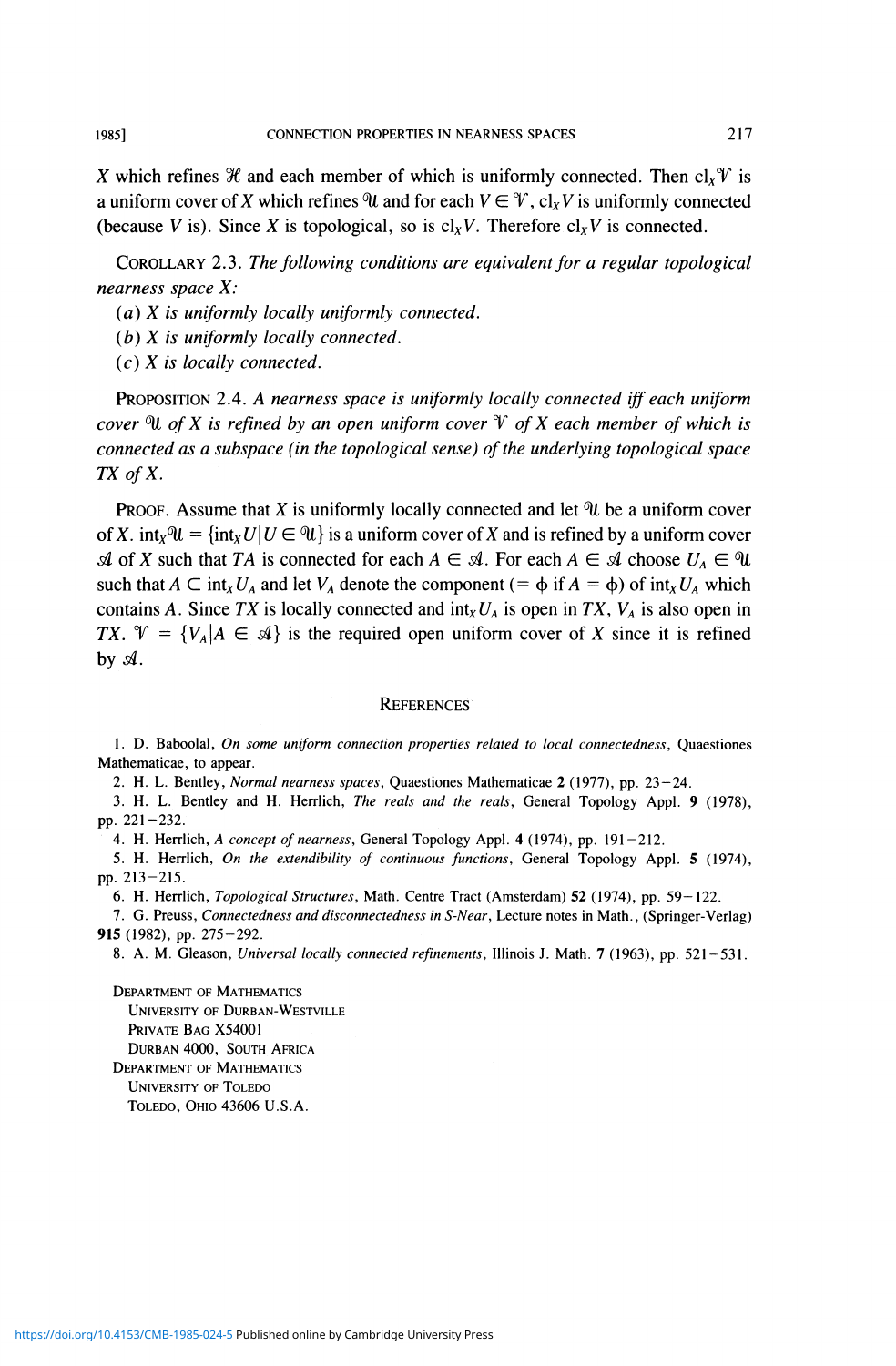$X$ which refines $\mathscr{H}$ and each member of which is uniformly connected. Then $\mathrm{cl}_X \mathscr{V}$ is a uniform cover of $X$ which refines $\mathscr{U}$ and for each $V \in \mathscr{V}$, $\mathrm{cl}_X V$ is uniformly connected (because $V$ is). Since $X$ is topological, so is $\mathrm{cl}_X V$. Therefore $\mathrm{cl}_X V$ is connected.

COROLLARY 2.3. *The following conditions are equivalent for a regular topological nearness space $X$:*

*(a) $X$ is uniformly locally uniformly connected.*

*(b) $X$ is uniformly locally connected.*

*(c) $X$ is locally connected.*

PROPOSITION 2.4. *A nearness space is uniformly locally connected iff each uniform cover $\mathscr{U}$ of $X$ is refined by an open uniform cover $\mathscr{V}$ of $X$ each member of which is connected as a subspace (in the topological sense) of the underlying topological space $TX$ of $X$.*

PROOF. Assume that $X$ is uniformly locally connected and let $\mathscr{U}$ be a uniform cover of $X$. $\mathrm{int}_X \mathscr{U} = \{\mathrm{int}_X U \mid U \in \mathscr{U}\}$ is a uniform cover of $X$ and is refined by a uniform cover $\mathscr{A}$ of $X$ such that $TA$ is connected for each $A \in \mathscr{A}$. For each $A \in \mathscr{A}$ choose $U_A \in \mathscr{U}$ such that $A \subset \mathrm{int}_X U_A$ and let $V_A$ denote the component ($= \phi$ if $A = \phi$) of $\mathrm{int}_X U_A$ which contains $A$. Since $TX$ is locally connected and $\mathrm{int}_X U_A$ is open in $TX$, $V_A$ is also open in $TX$. $\mathscr{V} = \{V_A \mid A \in \mathscr{A}\}$ is the required open uniform cover of $X$ since it is refined by $\mathscr{A}$.

## REFERENCES

1. D. Baboolal, *On some uniform connection properties related to local connectedness*, Quaestiones Mathematicae, to appear.
2. H. L. Bentley, *Normal nearness spaces*, Quaestiones Mathematicae **2** (1977), pp. 23–24.
3. H. L. Bentley and H. Herrlich, *The reals and the reals*, General Topology Appl. **9** (1978), pp. 221–232.
4. H. Herrlich, *A concept of nearness*, General Topology Appl. **4** (1974), pp. 191–212.
5. H. Herrlich, *On the extendibility of continuous functions*, General Topology Appl. **5** (1974), pp. 213–215.
6. H. Herrlich, *Topological Structures*, Math. Centre Tract (Amsterdam) **52** (1974), pp. 59–122.
7. G. Preuss, *Connectedness and disconnectedness in S-Near*, Lecture notes in Math., (Springer-Verlag) **915** (1982), pp. 275–292.
8. A. M. Gleason, *Universal locally connected refinements*, Illinois J. Math. **7** (1963), pp. 521–531.

DEPARTMENT OF MATHEMATICS
UNIVERSITY OF DURBAN-WESTVILLE
PRIVATE BAG X54001
DURBAN 4000, SOUTH AFRICA

DEPARTMENT OF MATHEMATICS
UNIVERSITY OF TOLEDO
TOLEDO, OHIO 43606 U.S.A.